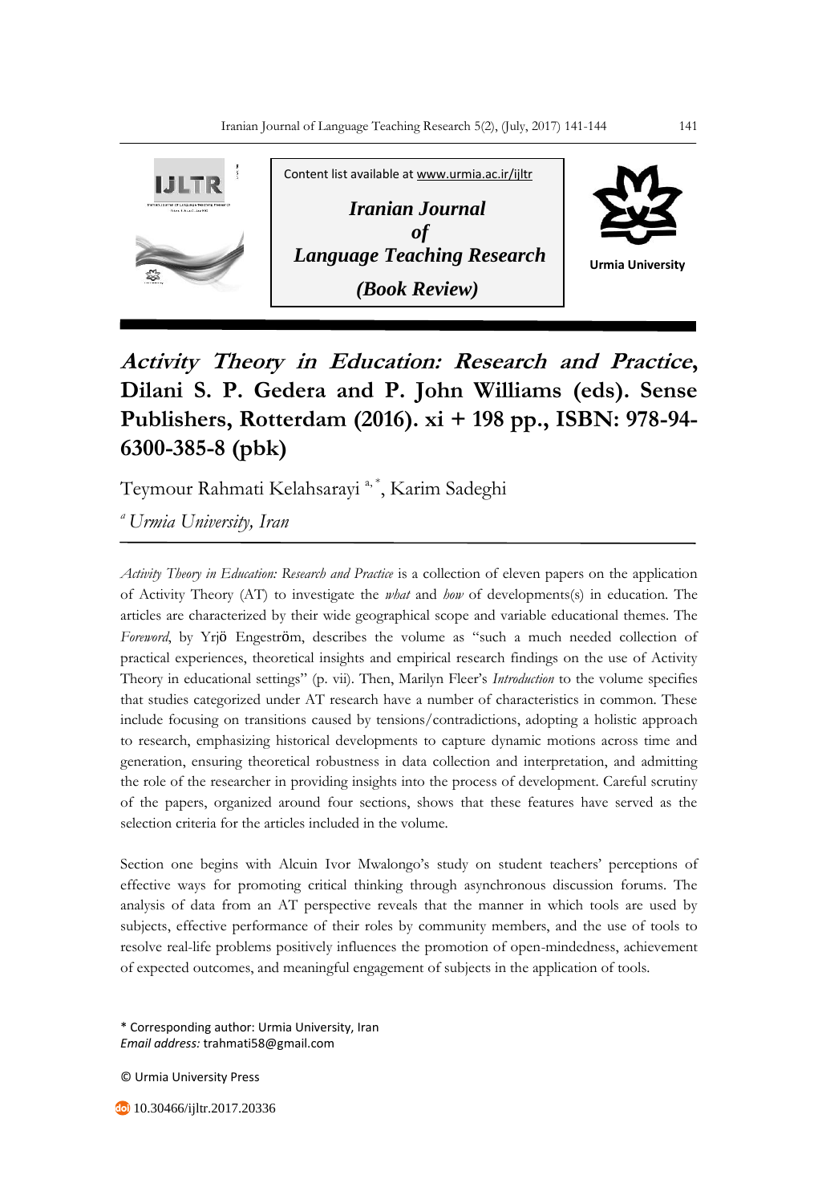Content list available at www.urmia.ac.ir/ijltr

**Iranian Journal of Language Teaching Research**

**(Book Review)**

Urmia University

# *Activity Theory in Education: Research and Practice*, Dilani S. P. Gedera and P. John Williams (eds). Sense Publishers, Rotterdam (2016). xi + 198 pp., ISBN: 978-94-6300-385-8 (pbk)

Teymour Rahmati Kelahsarayi [a, *], Karim Sadeghi

[a] *Urmia University, Iran*

---

*Activity Theory in Education: Research and Practice* is a collection of eleven papers on the application of Activity Theory (AT) to investigate the *what* and *how* of developments(s) in education. The articles are characterized by their wide geographical scope and variable educational themes. The *Foreword*, by Yrjö Engeström, describes the volume as "such a much needed collection of practical experiences, theoretical insights and empirical research findings on the use of Activity Theory in educational settings" (p. vii). Then, Marilyn Fleer's *Introduction* to the volume specifies that studies categorized under AT research have a number of characteristics in common. These include focusing on transitions caused by tensions/contradictions, adopting a holistic approach to research, emphasizing historical developments to capture dynamic motions across time and generation, ensuring theoretical robustness in data collection and interpretation, and admitting the role of the researcher in providing insights into the process of development. Careful scrutiny of the papers, organized around four sections, shows that these features have served as the selection criteria for the articles included in the volume.

Section one begins with Alcuin Ivor Mwalongo's study on student teachers' perceptions of effective ways for promoting critical thinking through asynchronous discussion forums. The analysis of data from an AT perspective reveals that the manner in which tools are used by subjects, effective performance of their roles by community members, and the use of tools to resolve real-life problems positively influences the promotion of open-mindedness, achievement of expected outcomes, and meaningful engagement of subjects in the application of tools.

* Corresponding author: Urmia University, Iran
*Email address:* trahmati58@gmail.com

© Urmia University Press

10.30466/ijltr.2017.20336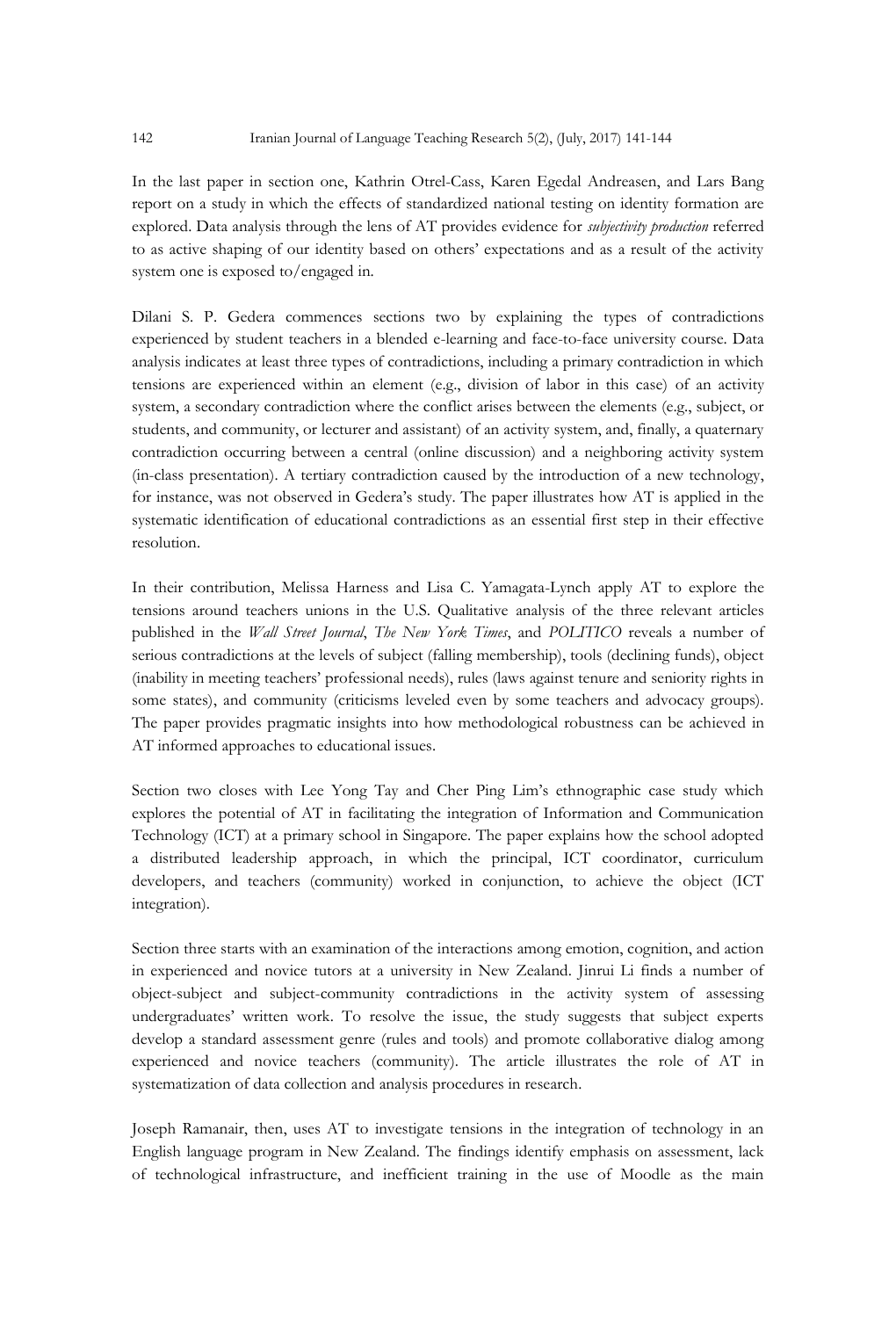In the last paper in section one, Kathrin Otrel-Cass, Karen Egedal Andreasen, and Lars Bang report on a study in which the effects of standardized national testing on identity formation are explored. Data analysis through the lens of AT provides evidence for *subjectivity production* referred to as active shaping of our identity based on others' expectations and as a result of the activity system one is exposed to/engaged in.

Dilani S. P. Gedera commences sections two by explaining the types of contradictions experienced by student teachers in a blended e-learning and face-to-face university course. Data analysis indicates at least three types of contradictions, including a primary contradiction in which tensions are experienced within an element (e.g., division of labor in this case) of an activity system, a secondary contradiction where the conflict arises between the elements (e.g., subject, or students, and community, or lecturer and assistant) of an activity system, and, finally, a quaternary contradiction occurring between a central (online discussion) and a neighboring activity system (in-class presentation). A tertiary contradiction caused by the introduction of a new technology, for instance, was not observed in Gedera's study. The paper illustrates how AT is applied in the systematic identification of educational contradictions as an essential first step in their effective resolution.

In their contribution, Melissa Harness and Lisa C. Yamagata-Lynch apply AT to explore the tensions around teachers unions in the U.S. Qualitative analysis of the three relevant articles published in the *Wall Street Journal*, *The New York Times*, and *POLITICO* reveals a number of serious contradictions at the levels of subject (falling membership), tools (declining funds), object (inability in meeting teachers' professional needs), rules (laws against tenure and seniority rights in some states), and community (criticisms leveled even by some teachers and advocacy groups). The paper provides pragmatic insights into how methodological robustness can be achieved in AT informed approaches to educational issues.

Section two closes with Lee Yong Tay and Cher Ping Lim's ethnographic case study which explores the potential of AT in facilitating the integration of Information and Communication Technology (ICT) at a primary school in Singapore. The paper explains how the school adopted a distributed leadership approach, in which the principal, ICT coordinator, curriculum developers, and teachers (community) worked in conjunction, to achieve the object (ICT integration).

Section three starts with an examination of the interactions among emotion, cognition, and action in experienced and novice tutors at a university in New Zealand. Jinrui Li finds a number of object-subject and subject-community contradictions in the activity system of assessing undergraduates' written work. To resolve the issue, the study suggests that subject experts develop a standard assessment genre (rules and tools) and promote collaborative dialog among experienced and novice teachers (community). The article illustrates the role of AT in systematization of data collection and analysis procedures in research.

Joseph Ramanair, then, uses AT to investigate tensions in the integration of technology in an English language program in New Zealand. The findings identify emphasis on assessment, lack of technological infrastructure, and inefficient training in the use of Moodle as the main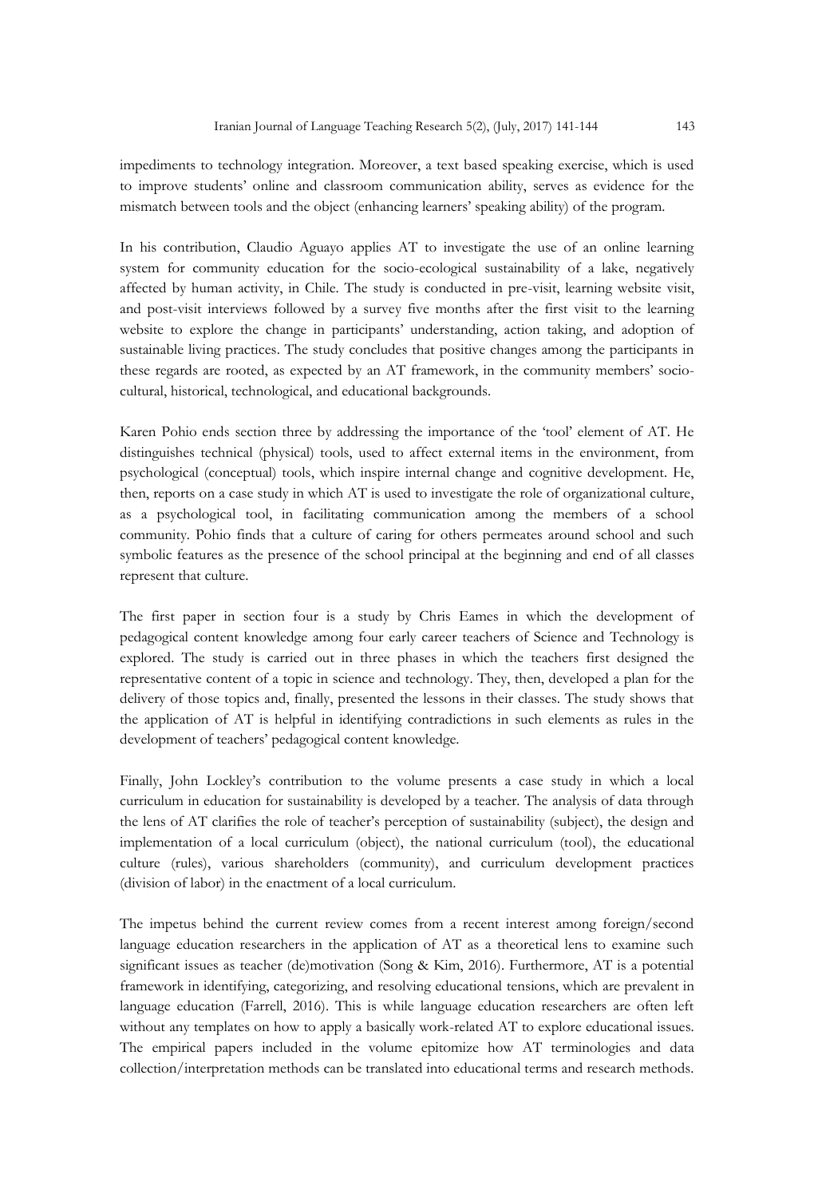impediments to technology integration. Moreover, a text based speaking exercise, which is used to improve students' online and classroom communication ability, serves as evidence for the mismatch between tools and the object (enhancing learners' speaking ability) of the program.

In his contribution, Claudio Aguayo applies AT to investigate the use of an online learning system for community education for the socio-ecological sustainability of a lake, negatively affected by human activity, in Chile. The study is conducted in pre-visit, learning website visit, and post-visit interviews followed by a survey five months after the first visit to the learning website to explore the change in participants' understanding, action taking, and adoption of sustainable living practices. The study concludes that positive changes among the participants in these regards are rooted, as expected by an AT framework, in the community members' socio-cultural, historical, technological, and educational backgrounds.

Karen Pohio ends section three by addressing the importance of the 'tool' element of AT. He distinguishes technical (physical) tools, used to affect external items in the environment, from psychological (conceptual) tools, which inspire internal change and cognitive development. He, then, reports on a case study in which AT is used to investigate the role of organizational culture, as a psychological tool, in facilitating communication among the members of a school community. Pohio finds that a culture of caring for others permeates around school and such symbolic features as the presence of the school principal at the beginning and end of all classes represent that culture.

The first paper in section four is a study by Chris Eames in which the development of pedagogical content knowledge among four early career teachers of Science and Technology is explored. The study is carried out in three phases in which the teachers first designed the representative content of a topic in science and technology. They, then, developed a plan for the delivery of those topics and, finally, presented the lessons in their classes. The study shows that the application of AT is helpful in identifying contradictions in such elements as rules in the development of teachers' pedagogical content knowledge.

Finally, John Lockley's contribution to the volume presents a case study in which a local curriculum in education for sustainability is developed by a teacher. The analysis of data through the lens of AT clarifies the role of teacher's perception of sustainability (subject), the design and implementation of a local curriculum (object), the national curriculum (tool), the educational culture (rules), various shareholders (community), and curriculum development practices (division of labor) in the enactment of a local curriculum.

The impetus behind the current review comes from a recent interest among foreign/second language education researchers in the application of AT as a theoretical lens to examine such significant issues as teacher (de)motivation (Song & Kim, 2016). Furthermore, AT is a potential framework in identifying, categorizing, and resolving educational tensions, which are prevalent in language education (Farrell, 2016). This is while language education researchers are often left without any templates on how to apply a basically work-related AT to explore educational issues. The empirical papers included in the volume epitomize how AT terminologies and data collection/interpretation methods can be translated into educational terms and research methods.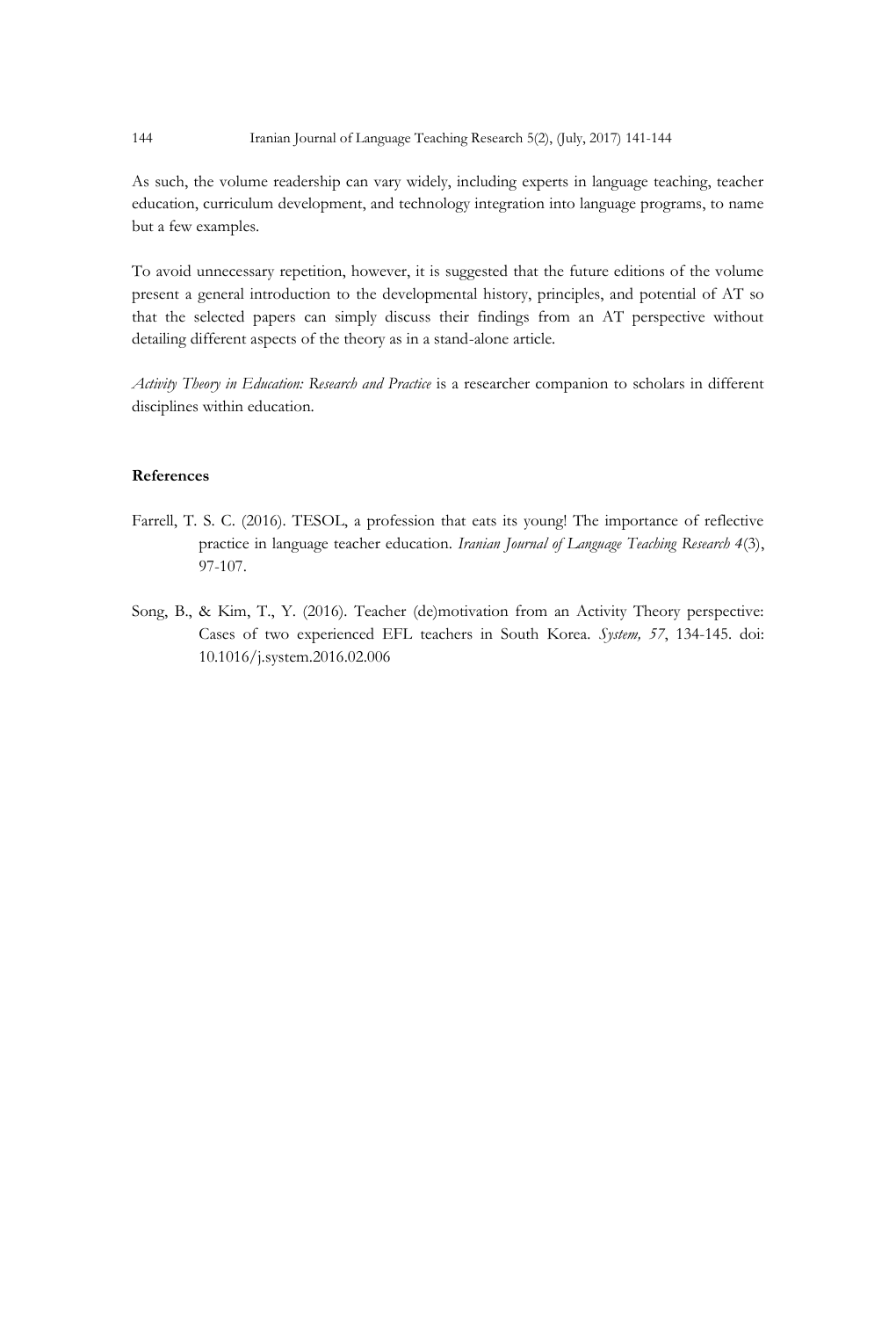As such, the volume readership can vary widely, including experts in language teaching, teacher education, curriculum development, and technology integration into language programs, to name but a few examples.

To avoid unnecessary repetition, however, it is suggested that the future editions of the volume present a general introduction to the developmental history, principles, and potential of AT so that the selected papers can simply discuss their findings from an AT perspective without detailing different aspects of the theory as in a stand-alone article.

*Activity Theory in Education: Research and Practice* is a researcher companion to scholars in different disciplines within education.

### References

Farrell, T. S. C. (2016). TESOL, a profession that eats its young! The importance of reflective practice in language teacher education. *Iranian Journal of Language Teaching Research 4*(3), 97-107.

Song, B., & Kim, T., Y. (2016). Teacher (de)motivation from an Activity Theory perspective: Cases of two experienced EFL teachers in South Korea. *System, 57*, 134-145. doi: 10.1016/j.system.2016.02.006